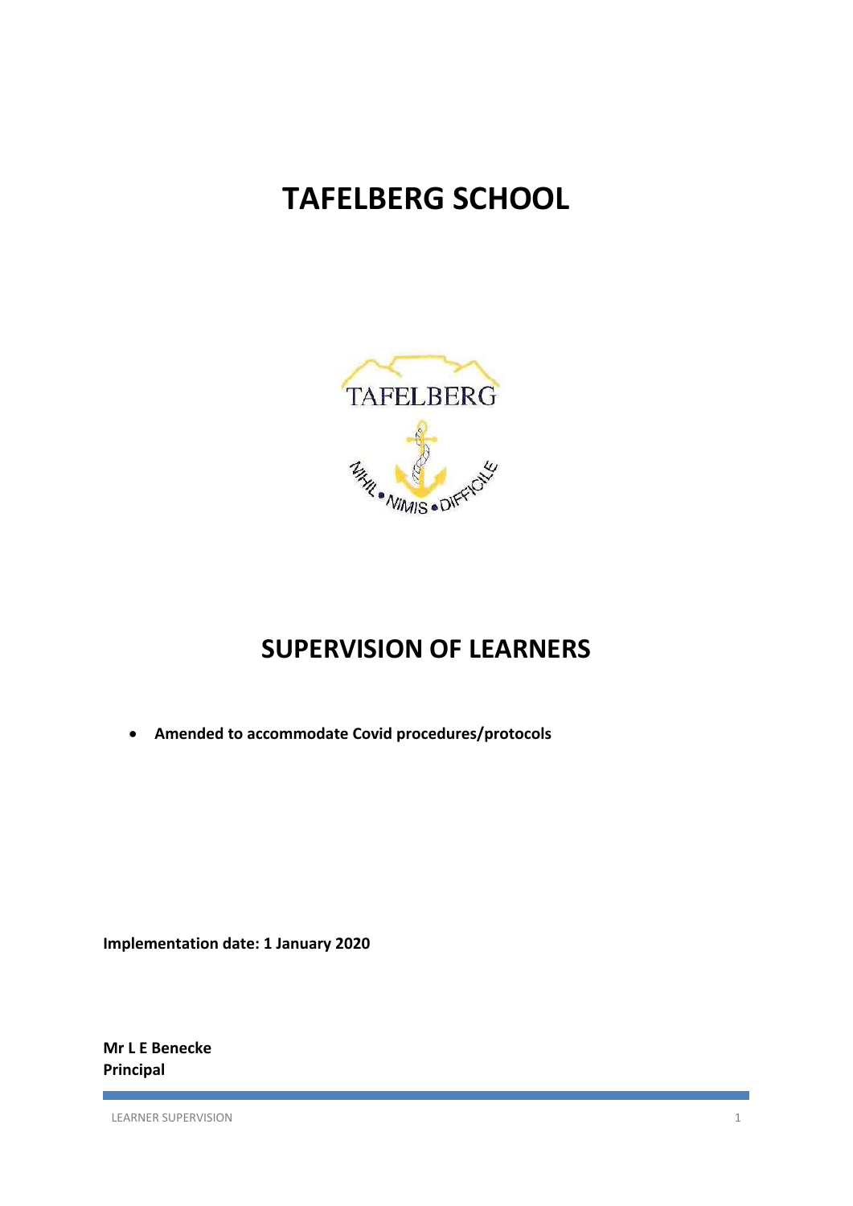# TAFELBERG SCHOOL

# SUPERVISION OF LEARNERS

- **Amended to accommodate Covid procedures/protocols**

**Implementation date: 1 January 2020**

**Mr L E Benecke**
**Principal**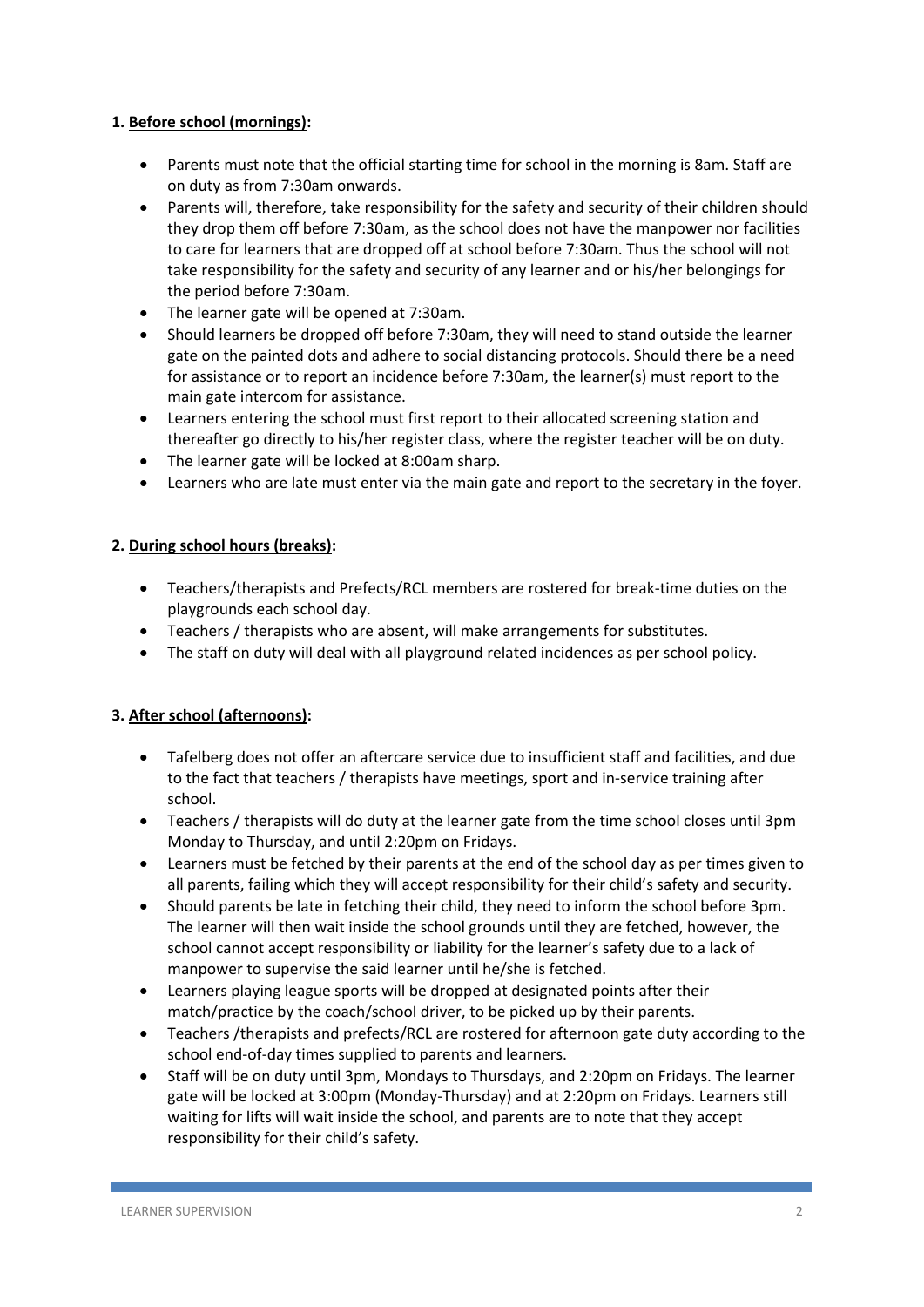**1. Before school (mornings):**

- Parents must note that the official starting time for school in the morning is 8am. Staff are on duty as from 7:30am onwards.
- Parents will, therefore, take responsibility for the safety and security of their children should they drop them off before 7:30am, as the school does not have the manpower nor facilities to care for learners that are dropped off at school before 7:30am. Thus the school will not take responsibility for the safety and security of any learner and or his/her belongings for the period before 7:30am.
- The learner gate will be opened at 7:30am.
- Should learners be dropped off before 7:30am, they will need to stand outside the learner gate on the painted dots and adhere to social distancing protocols. Should there be a need for assistance or to report an incidence before 7:30am, the learner(s) must report to the main gate intercom for assistance.
- Learners entering the school must first report to their allocated screening station and thereafter go directly to his/her register class, where the register teacher will be on duty.
- The learner gate will be locked at 8:00am sharp.
- Learners who are late must enter via the main gate and report to the secretary in the foyer.

**2. During school hours (breaks):**

- Teachers/therapists and Prefects/RCL members are rostered for break-time duties on the playgrounds each school day.
- Teachers / therapists who are absent, will make arrangements for substitutes.
- The staff on duty will deal with all playground related incidences as per school policy.

**3. After school (afternoons):**

- Tafelberg does not offer an aftercare service due to insufficient staff and facilities, and due to the fact that teachers / therapists have meetings, sport and in-service training after school.
- Teachers / therapists will do duty at the learner gate from the time school closes until 3pm Monday to Thursday, and until 2:20pm on Fridays.
- Learners must be fetched by their parents at the end of the school day as per times given to all parents, failing which they will accept responsibility for their child's safety and security.
- Should parents be late in fetching their child, they need to inform the school before 3pm. The learner will then wait inside the school grounds until they are fetched, however, the school cannot accept responsibility or liability for the learner's safety due to a lack of manpower to supervise the said learner until he/she is fetched.
- Learners playing league sports will be dropped at designated points after their match/practice by the coach/school driver, to be picked up by their parents.
- Teachers /therapists and prefects/RCL are rostered for afternoon gate duty according to the school end-of-day times supplied to parents and learners.
- Staff will be on duty until 3pm, Mondays to Thursdays, and 2:20pm on Fridays. The learner gate will be locked at 3:00pm (Monday-Thursday) and at 2:20pm on Fridays. Learners still waiting for lifts will wait inside the school, and parents are to note that they accept responsibility for their child's safety.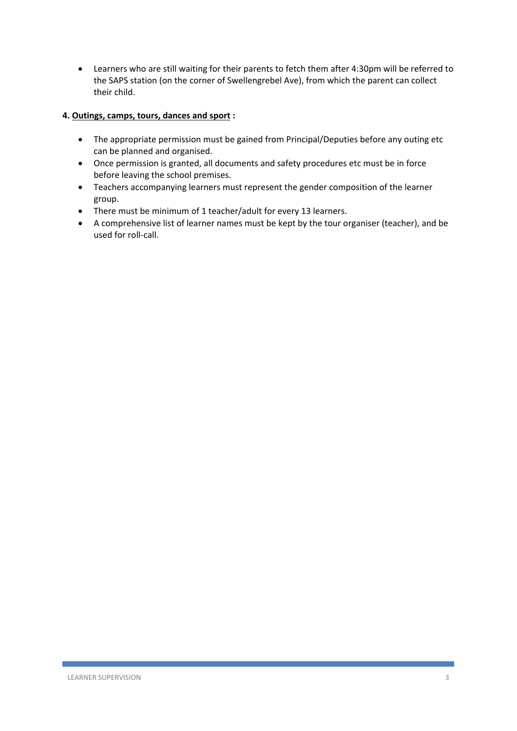- Learners who are still waiting for their parents to fetch them after 4:30pm will be referred to the SAPS station (on the corner of Swellengrebel Ave), from which the parent can collect their child.

**4. Outings, camps, tours, dances and sport :**

- The appropriate permission must be gained from Principal/Deputies before any outing etc can be planned and organised.
- Once permission is granted, all documents and safety procedures etc must be in force before leaving the school premises.
- Teachers accompanying learners must represent the gender composition of the learner group.
- There must be minimum of 1 teacher/adult for every 13 learners.
- A comprehensive list of learner names must be kept by the tour organiser (teacher), and be used for roll-call.